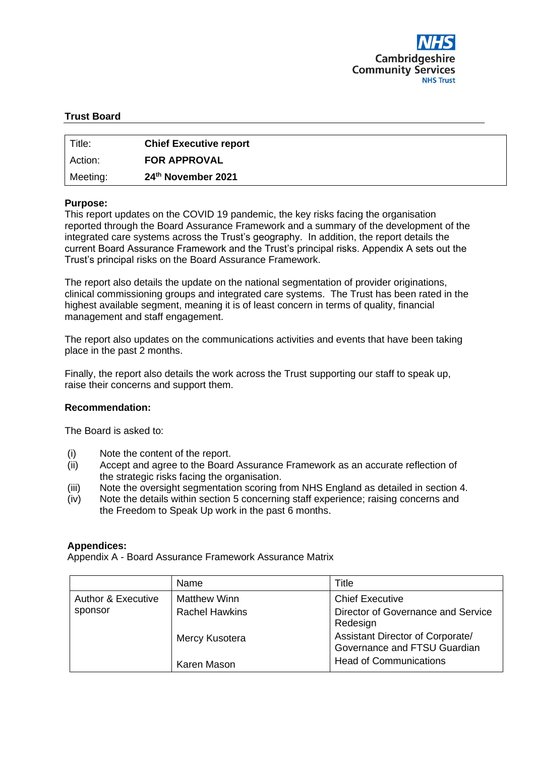NHS Cambridgeshire Community Services NHS Trust

**Trust Board**

| Title: | **Chief Executive report** |
|---|---|
| Action: | **FOR APPROVAL** |
| Meeting: | **24th November 2021** |

**Purpose:**

This report updates on the COVID 19 pandemic, the key risks facing the organisation reported through the Board Assurance Framework and a summary of the development of the integrated care systems across the Trust's geography. In addition, the report details the current Board Assurance Framework and the Trust's principal risks. Appendix A sets out the Trust's principal risks on the Board Assurance Framework.

The report also details the update on the national segmentation of provider originations, clinical commissioning groups and integrated care systems. The Trust has been rated in the highest available segment, meaning it is of least concern in terms of quality, financial management and staff engagement.

The report also updates on the communications activities and events that have been taking place in the past 2 months.

Finally, the report also details the work across the Trust supporting our staff to speak up, raise their concerns and support them.

**Recommendation:**

The Board is asked to:

(i) Note the content of the report.
(ii) Accept and agree to the Board Assurance Framework as an accurate reflection of the strategic risks facing the organisation.
(iii) Note the oversight segmentation scoring from NHS England as detailed in section 4.
(iv) Note the details within section 5 concerning staff experience; raising concerns and the Freedom to Speak Up work in the past 6 months.

**Appendices:**

Appendix A - Board Assurance Framework Assurance Matrix

| | Name | Title |
|---|---|---|
| Author & Executive sponsor | Matthew Winn | Chief Executive |
| | Rachel Hawkins | Director of Governance and Service Redesign |
| | Mercy Kusotera | Assistant Director of Corporate/ Governance and FTSU Guardian |
| | Karen Mason | Head of Communications |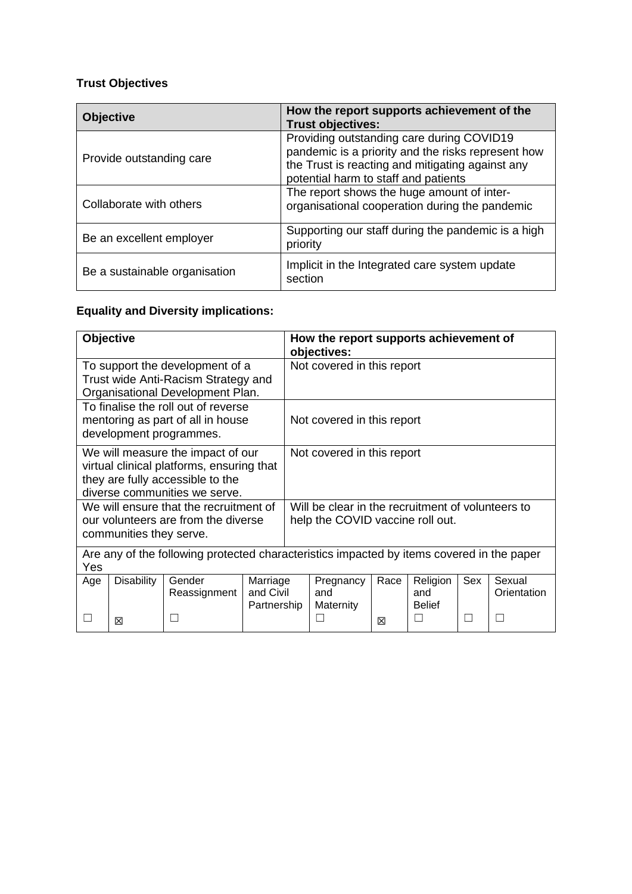**Trust Objectives**

| Objective | How the report supports achievement of the Trust objectives: |
|---|---|
| Provide outstanding care | Providing outstanding care during COVID19 pandemic is a priority and the risks represent how the Trust is reacting and mitigating against any potential harm to staff and patients |
| Collaborate with others | The report shows the huge amount of inter-organisational cooperation during the pandemic |
| Be an excellent employer | Supporting our staff during the pandemic is a high priority |
| Be a sustainable organisation | Implicit in the Integrated care system update section |

**Equality and Diversity implications:**

| Objective | How the report supports achievement of objectives: |
|---|---|
| To support the development of a Trust wide Anti-Racism Strategy and Organisational Development Plan. | Not covered in this report |
| To finalise the roll out of reverse mentoring as part of all in house development programmes. | Not covered in this report |
| We will measure the impact of our virtual clinical platforms, ensuring that they are fully accessible to the diverse communities we serve. | Not covered in this report |
| We will ensure that the recruitment of our volunteers are from the diverse communities they serve. | Will be clear in the recruitment of volunteers to help the COVID vaccine roll out. |

Are any of the following protected characteristics impacted by items covered in the paper
Yes

| Age | Disability | Gender Reassignment | Marriage and Civil Partnership | Pregnancy and Maternity | Race | Religion and Belief | Sex | Sexual Orientation |
|---|---|---|---|---|---|---|---|---|
| ☐ | ☒ | ☐ |  | ☐ | ☒ | ☐ | ☐ | ☐ |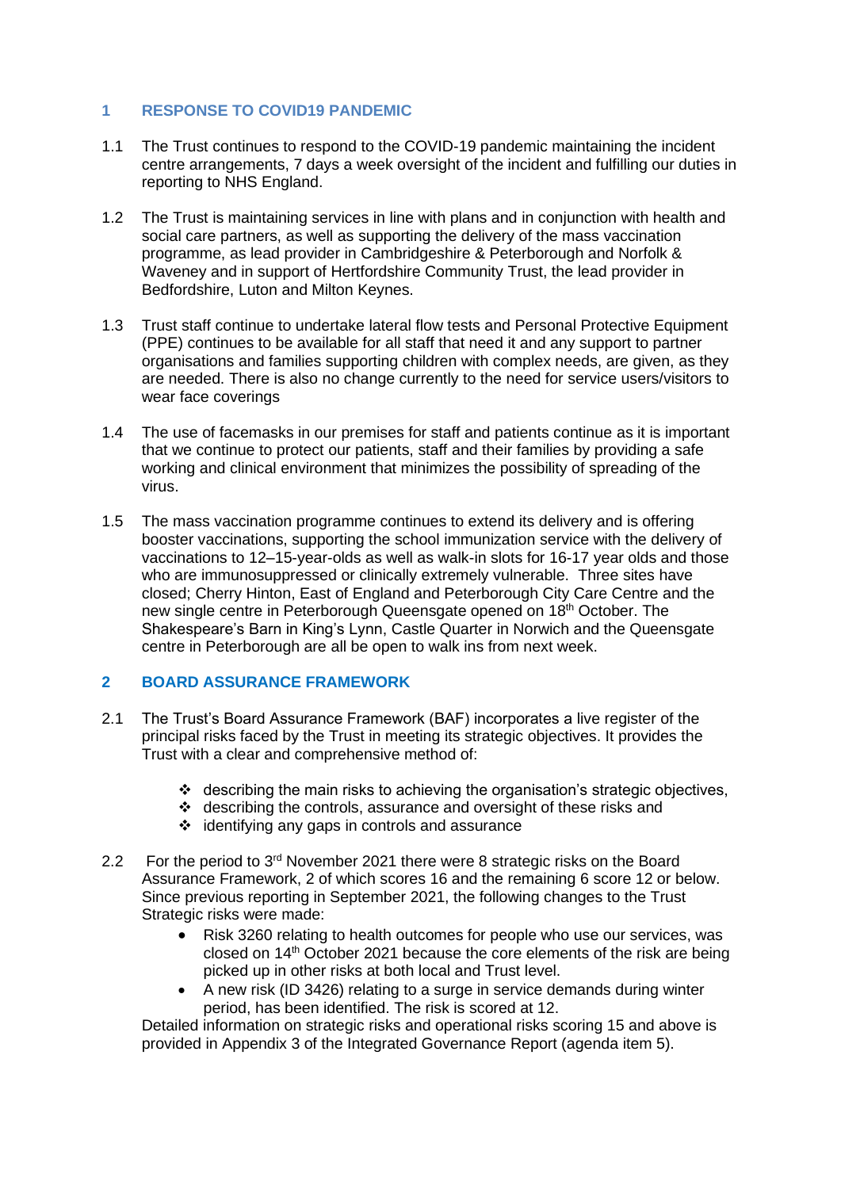## 1 RESPONSE TO COVID19 PANDEMIC

1.1 The Trust continues to respond to the COVID-19 pandemic maintaining the incident centre arrangements, 7 days a week oversight of the incident and fulfilling our duties in reporting to NHS England.

1.2 The Trust is maintaining services in line with plans and in conjunction with health and social care partners, as well as supporting the delivery of the mass vaccination programme, as lead provider in Cambridgeshire & Peterborough and Norfolk & Waveney and in support of Hertfordshire Community Trust, the lead provider in Bedfordshire, Luton and Milton Keynes.

1.3 Trust staff continue to undertake lateral flow tests and Personal Protective Equipment (PPE) continues to be available for all staff that need it and any support to partner organisations and families supporting children with complex needs, are given, as they are needed. There is also no change currently to the need for service users/visitors to wear face coverings

1.4 The use of facemasks in our premises for staff and patients continue as it is important that we continue to protect our patients, staff and their families by providing a safe working and clinical environment that minimizes the possibility of spreading of the virus.

1.5 The mass vaccination programme continues to extend its delivery and is offering booster vaccinations, supporting the school immunization service with the delivery of vaccinations to 12–15-year-olds as well as walk-in slots for 16-17 year olds and those who are immunosuppressed or clinically extremely vulnerable. Three sites have closed; Cherry Hinton, East of England and Peterborough City Care Centre and the new single centre in Peterborough Queensgate opened on 18th October. The Shakespeare's Barn in King's Lynn, Castle Quarter in Norwich and the Queensgate centre in Peterborough are all be open to walk ins from next week.

## 2 BOARD ASSURANCE FRAMEWORK

2.1 The Trust's Board Assurance Framework (BAF) incorporates a live register of the principal risks faced by the Trust in meeting its strategic objectives. It provides the Trust with a clear and comprehensive method of:

- describing the main risks to achieving the organisation's strategic objectives,
- describing the controls, assurance and oversight of these risks and
- identifying any gaps in controls and assurance

2.2 For the period to 3rd November 2021 there were 8 strategic risks on the Board Assurance Framework, 2 of which scores 16 and the remaining 6 score 12 or below. Since previous reporting in September 2021, the following changes to the Trust Strategic risks were made:

- Risk 3260 relating to health outcomes for people who use our services, was closed on 14th October 2021 because the core elements of the risk are being picked up in other risks at both local and Trust level.
- A new risk (ID 3426) relating to a surge in service demands during winter period, has been identified. The risk is scored at 12.

Detailed information on strategic risks and operational risks scoring 15 and above is provided in Appendix 3 of the Integrated Governance Report (agenda item 5).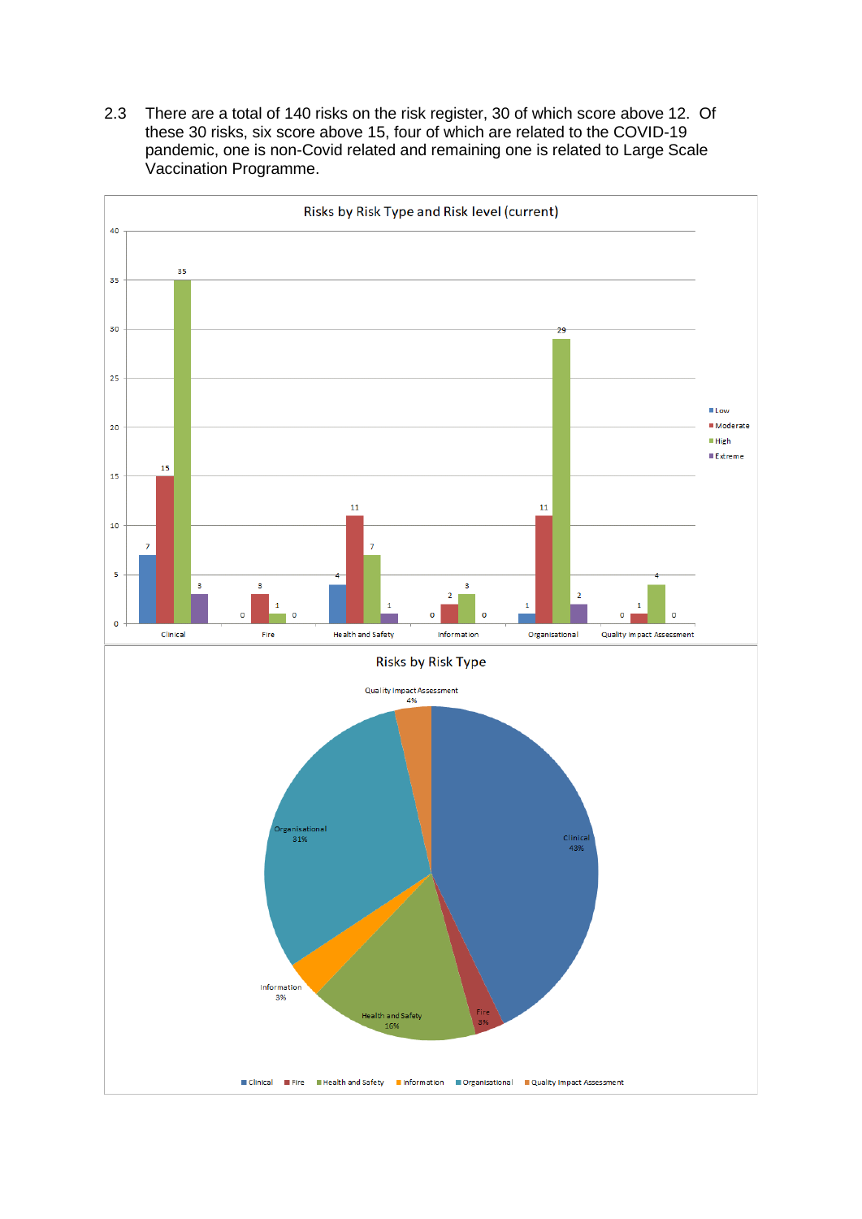2.3 There are a total of 140 risks on the risk register, 30 of which score above 12. Of these 30 risks, six score above 15, four of which are related to the COVID-19 pandemic, one is non-Covid related and remaining one is related to Large Scale Vaccination Programme.

**Risks by Risk Type and Risk level (current)**

| Risk Type | Low | Moderate | High | Extreme |
|---|---|---|---|---|
| Clinical | 7 | 15 | 35 | 3 |
| Fire | 0 | 3 | 1 | 0 |
| Health and Safety | 4 | 11 | 7 | 1 |
| Information | 0 | 2 | 3 | 0 |
| Organisational | 1 | 11 | 29 | 2 |
| Quality Impact Assessment | 0 | 1 | 4 | 0 |

**Risks by Risk Type**

| Risk Type | % |
|---|---|
| Clinical | 43% |
| Fire | 3% |
| Health and Safety | 16% |
| Information | 3% |
| Organisational | 31% |
| Quality Impact Assessment | 4% |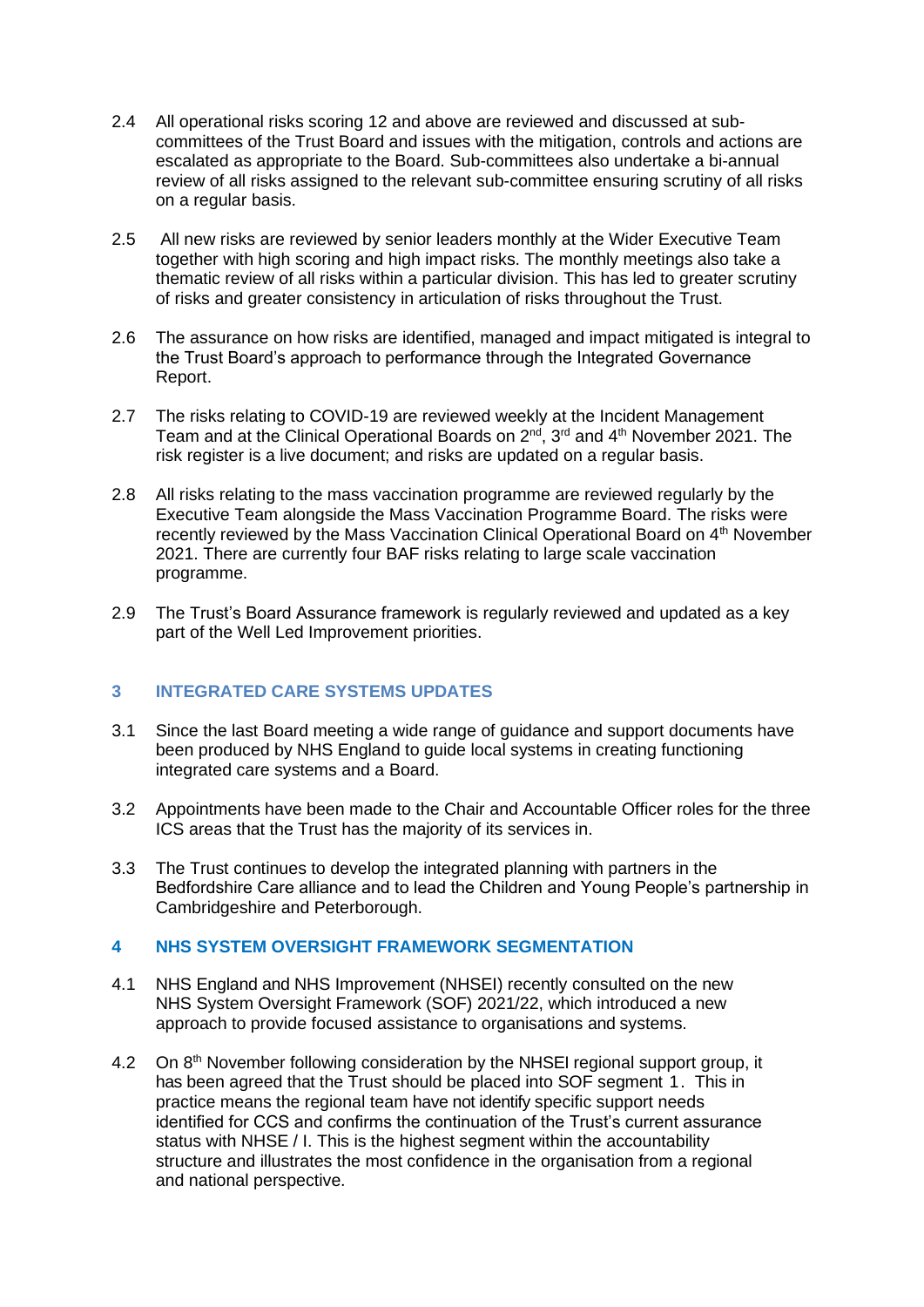2.4 All operational risks scoring 12 and above are reviewed and discussed at sub-committees of the Trust Board and issues with the mitigation, controls and actions are escalated as appropriate to the Board. Sub-committees also undertake a bi-annual review of all risks assigned to the relevant sub-committee ensuring scrutiny of all risks on a regular basis.

2.5 All new risks are reviewed by senior leaders monthly at the Wider Executive Team together with high scoring and high impact risks. The monthly meetings also take a thematic review of all risks within a particular division. This has led to greater scrutiny of risks and greater consistency in articulation of risks throughout the Trust.

2.6 The assurance on how risks are identified, managed and impact mitigated is integral to the Trust Board's approach to performance through the Integrated Governance Report.

2.7 The risks relating to COVID-19 are reviewed weekly at the Incident Management Team and at the Clinical Operational Boards on 2nd, 3rd and 4th November 2021. The risk register is a live document; and risks are updated on a regular basis.

2.8 All risks relating to the mass vaccination programme are reviewed regularly by the Executive Team alongside the Mass Vaccination Programme Board. The risks were recently reviewed by the Mass Vaccination Clinical Operational Board on 4th November 2021. There are currently four BAF risks relating to large scale vaccination programme.

2.9 The Trust's Board Assurance framework is regularly reviewed and updated as a key part of the Well Led Improvement priorities.

## 3 INTEGRATED CARE SYSTEMS UPDATES

3.1 Since the last Board meeting a wide range of guidance and support documents have been produced by NHS England to guide local systems in creating functioning integrated care systems and a Board.

3.2 Appointments have been made to the Chair and Accountable Officer roles for the three ICS areas that the Trust has the majority of its services in.

3.3 The Trust continues to develop the integrated planning with partners in the Bedfordshire Care alliance and to lead the Children and Young People's partnership in Cambridgeshire and Peterborough.

## 4 NHS SYSTEM OVERSIGHT FRAMEWORK SEGMENTATION

4.1 NHS England and NHS Improvement (NHSEI) recently consulted on the new NHS System Oversight Framework (SOF) 2021/22, which introduced a new approach to provide focused assistance to organisations and systems.

4.2 On 8th November following consideration by the NHSEI regional support group, it has been agreed that the Trust should be placed into SOF segment 1. This in practice means the regional team have not identify specific support needs identified for CCS and confirms the continuation of the Trust's current assurance status with NHSE / I. This is the highest segment within the accountability structure and illustrates the most confidence in the organisation from a regional and national perspective.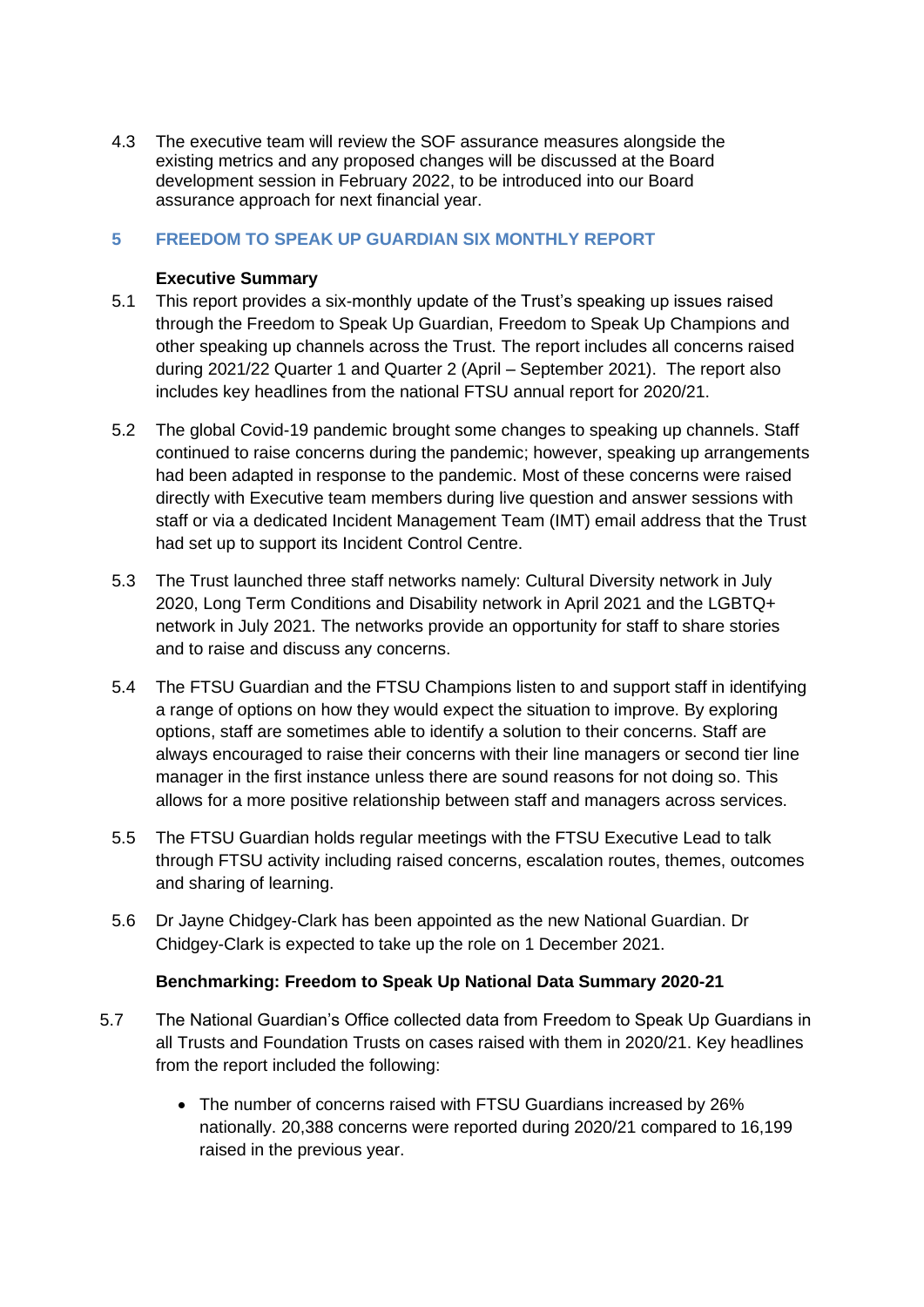4.3 The executive team will review the SOF assurance measures alongside the existing metrics and any proposed changes will be discussed at the Board development session in February 2022, to be introduced into our Board assurance approach for next financial year.

## 5 FREEDOM TO SPEAK UP GUARDIAN SIX MONTHLY REPORT

**Executive Summary**

5.1 This report provides a six-monthly update of the Trust's speaking up issues raised through the Freedom to Speak Up Guardian, Freedom to Speak Up Champions and other speaking up channels across the Trust. The report includes all concerns raised during 2021/22 Quarter 1 and Quarter 2 (April – September 2021). The report also includes key headlines from the national FTSU annual report for 2020/21.

5.2 The global Covid-19 pandemic brought some changes to speaking up channels. Staff continued to raise concerns during the pandemic; however, speaking up arrangements had been adapted in response to the pandemic. Most of these concerns were raised directly with Executive team members during live question and answer sessions with staff or via a dedicated Incident Management Team (IMT) email address that the Trust had set up to support its Incident Control Centre.

5.3 The Trust launched three staff networks namely: Cultural Diversity network in July 2020, Long Term Conditions and Disability network in April 2021 and the LGBTQ+ network in July 2021. The networks provide an opportunity for staff to share stories and to raise and discuss any concerns.

5.4 The FTSU Guardian and the FTSU Champions listen to and support staff in identifying a range of options on how they would expect the situation to improve. By exploring options, staff are sometimes able to identify a solution to their concerns. Staff are always encouraged to raise their concerns with their line managers or second tier line manager in the first instance unless there are sound reasons for not doing so. This allows for a more positive relationship between staff and managers across services.

5.5 The FTSU Guardian holds regular meetings with the FTSU Executive Lead to talk through FTSU activity including raised concerns, escalation routes, themes, outcomes and sharing of learning.

5.6 Dr Jayne Chidgey-Clark has been appointed as the new National Guardian. Dr Chidgey-Clark is expected to take up the role on 1 December 2021.

**Benchmarking: Freedom to Speak Up National Data Summary 2020-21**

5.7 The National Guardian's Office collected data from Freedom to Speak Up Guardians in all Trusts and Foundation Trusts on cases raised with them in 2020/21. Key headlines from the report included the following:

- The number of concerns raised with FTSU Guardians increased by 26% nationally. 20,388 concerns were reported during 2020/21 compared to 16,199 raised in the previous year.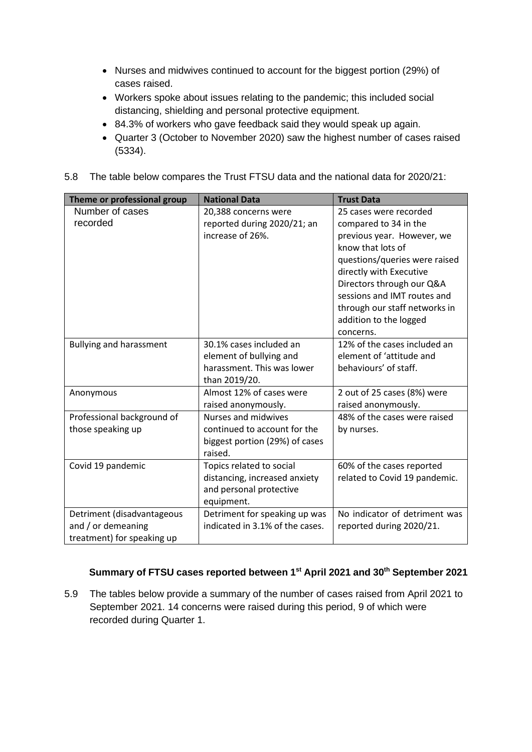- Nurses and midwives continued to account for the biggest portion (29%) of cases raised.
- Workers spoke about issues relating to the pandemic; this included social distancing, shielding and personal protective equipment.
- 84.3% of workers who gave feedback said they would speak up again.
- Quarter 3 (October to November 2020) saw the highest number of cases raised (5334).

5.8 The table below compares the Trust FTSU data and the national data for 2020/21:

| Theme or professional group | National Data | Trust Data |
|---|---|---|
| Number of cases recorded | 20,388 concerns were reported during 2020/21; an increase of 26%. | 25 cases were recorded compared to 34 in the previous year. However, we know that lots of questions/queries were raised directly with Executive Directors through our Q&A sessions and IMT routes and through our staff networks in addition to the logged concerns. |
| Bullying and harassment | 30.1% cases included an element of bullying and harassment. This was lower than 2019/20. | 12% of the cases included an element of 'attitude and behaviours' of staff. |
| Anonymous | Almost 12% of cases were raised anonymously. | 2 out of 25 cases (8%) were raised anonymously. |
| Professional background of those speaking up | Nurses and midwives continued to account for the biggest portion (29%) of cases raised. | 48% of the cases were raised by nurses. |
| Covid 19 pandemic | Topics related to social distancing, increased anxiety and personal protective equipment. | 60% of the cases reported related to Covid 19 pandemic. |
| Detriment (disadvantageous and / or demeaning treatment) for speaking up | Detriment for speaking up was indicated in 3.1% of the cases. | No indicator of detriment was reported during 2020/21. |

**Summary of FTSU cases reported between 1st April 2021 and 30th September 2021**

5.9 The tables below provide a summary of the number of cases raised from April 2021 to September 2021. 14 concerns were raised during this period, 9 of which were recorded during Quarter 1.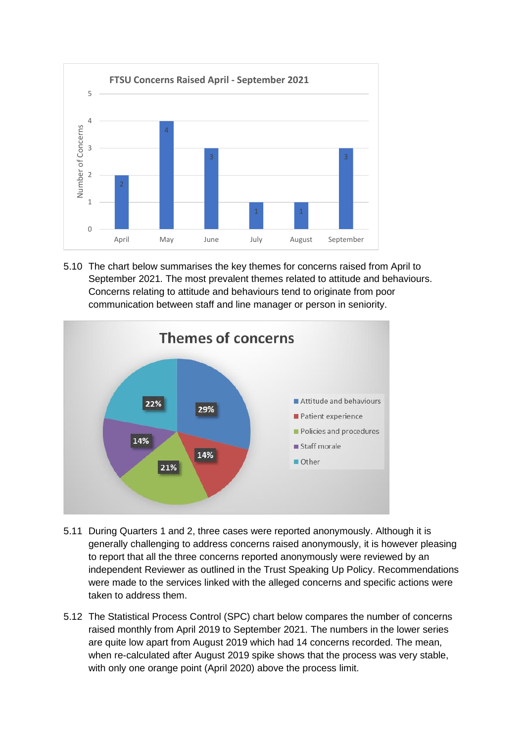**FTSU Concerns Raised April - September 2021**

| Month | Number of Concerns |
|---|---|
| April | 2 |
| May | 4 |
| June | 3 |
| July | 1 |
| August | 1 |
| September | 3 |

5.10 The chart below summarises the key themes for concerns raised from April to September 2021. The most prevalent themes related to attitude and behaviours. Concerns relating to attitude and behaviours tend to originate from poor communication between staff and line manager or person in seniority.

**Themes of concerns**

| Theme | Percentage |
|---|---|
| Attitude and behaviours | 29% |
| Patient experience | 14% |
| Policies and procedures | 21% |
| Staff morale | 14% |
| Other | 22% |

5.11 During Quarters 1 and 2, three cases were reported anonymously. Although it is generally challenging to address concerns raised anonymously, it is however pleasing to report that all the three concerns reported anonymously were reviewed by an independent Reviewer as outlined in the Trust Speaking Up Policy. Recommendations were made to the services linked with the alleged concerns and specific actions were taken to address them.

5.12 The Statistical Process Control (SPC) chart below compares the number of concerns raised monthly from April 2019 to September 2021. The numbers in the lower series are quite low apart from August 2019 which had 14 concerns recorded. The mean, when re-calculated after August 2019 spike shows that the process was very stable, with only one orange point (April 2020) above the process limit.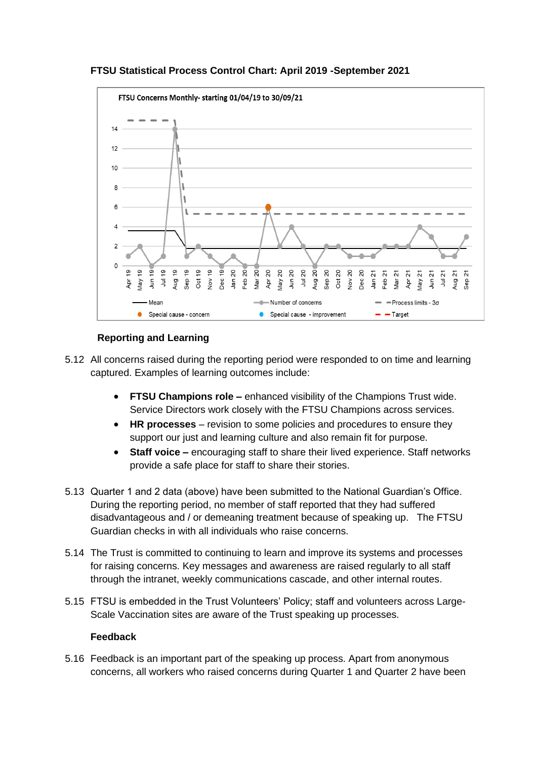**FTSU Statistical Process Control Chart: April 2019 -September 2021**

FTSU Concerns Monthly- starting 01/04/19 to 30/09/21

### Reporting and Learning

5.12 All concerns raised during the reporting period were responded to on time and learning captured. Examples of learning outcomes include:

- **FTSU Champions role –** enhanced visibility of the Champions Trust wide. Service Directors work closely with the FTSU Champions across services.
- **HR processes** – revision to some policies and procedures to ensure they support our just and learning culture and also remain fit for purpose.
- **Staff voice –** encouraging staff to share their lived experience. Staff networks provide a safe place for staff to share their stories.

5.13 Quarter 1 and 2 data (above) have been submitted to the National Guardian's Office. During the reporting period, no member of staff reported that they had suffered disadvantageous and / or demeaning treatment because of speaking up. The FTSU Guardian checks in with all individuals who raise concerns.

5.14 The Trust is committed to continuing to learn and improve its systems and processes for raising concerns. Key messages and awareness are raised regularly to all staff through the intranet, weekly communications cascade, and other internal routes.

5.15 FTSU is embedded in the Trust Volunteers' Policy; staff and volunteers across Large-Scale Vaccination sites are aware of the Trust speaking up processes.

### Feedback

5.16 Feedback is an important part of the speaking up process. Apart from anonymous concerns, all workers who raised concerns during Quarter 1 and Quarter 2 have been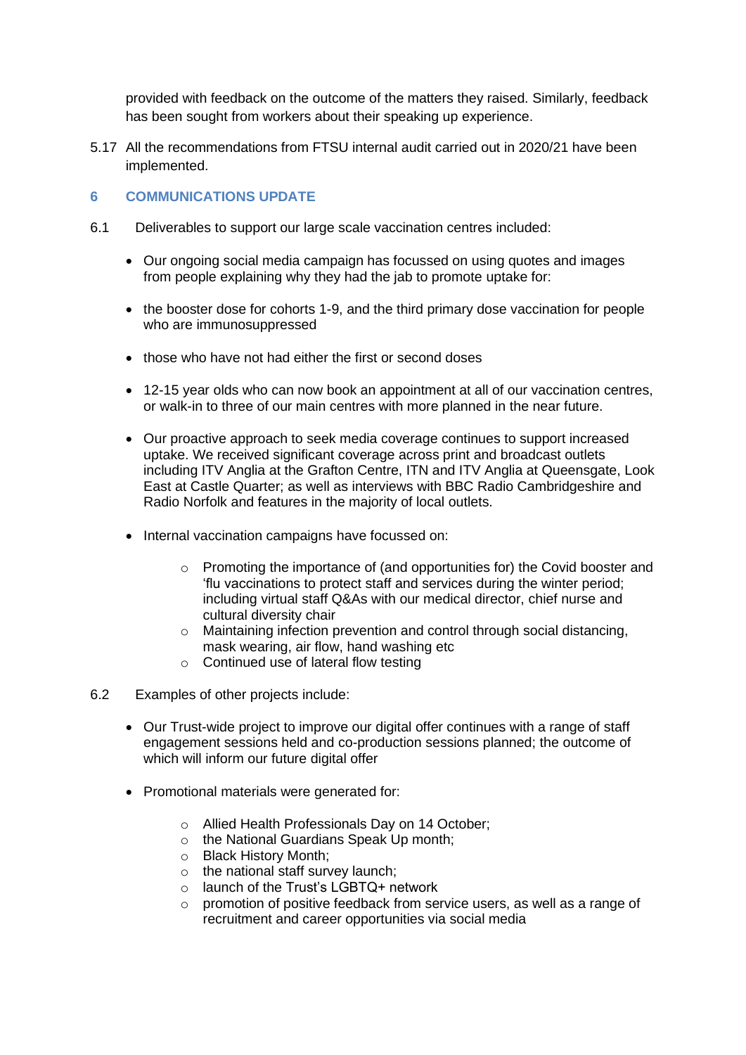provided with feedback on the outcome of the matters they raised. Similarly, feedback has been sought from workers about their speaking up experience.

5.17 All the recommendations from FTSU internal audit carried out in 2020/21 have been implemented.

## 6 COMMUNICATIONS UPDATE

6.1 Deliverables to support our large scale vaccination centres included:

- Our ongoing social media campaign has focussed on using quotes and images from people explaining why they had the jab to promote uptake for:

- the booster dose for cohorts 1-9, and the third primary dose vaccination for people who are immunosuppressed

- those who have not had either the first or second doses

- 12-15 year olds who can now book an appointment at all of our vaccination centres, or walk-in to three of our main centres with more planned in the near future.

- Our proactive approach to seek media coverage continues to support increased uptake. We received significant coverage across print and broadcast outlets including ITV Anglia at the Grafton Centre, ITN and ITV Anglia at Queensgate, Look East at Castle Quarter; as well as interviews with BBC Radio Cambridgeshire and Radio Norfolk and features in the majority of local outlets.

- Internal vaccination campaigns have focussed on:

    - Promoting the importance of (and opportunities for) the Covid booster and 'flu vaccinations to protect staff and services during the winter period; including virtual staff Q&As with our medical director, chief nurse and cultural diversity chair
    - Maintaining infection prevention and control through social distancing, mask wearing, air flow, hand washing etc
    - Continued use of lateral flow testing

6.2 Examples of other projects include:

- Our Trust-wide project to improve our digital offer continues with a range of staff engagement sessions held and co-production sessions planned; the outcome of which will inform our future digital offer

- Promotional materials were generated for:

    - Allied Health Professionals Day on 14 October;
    - the National Guardians Speak Up month;
    - Black History Month;
    - the national staff survey launch;
    - launch of the Trust's LGBTQ+ network
    - promotion of positive feedback from service users, as well as a range of recruitment and career opportunities via social media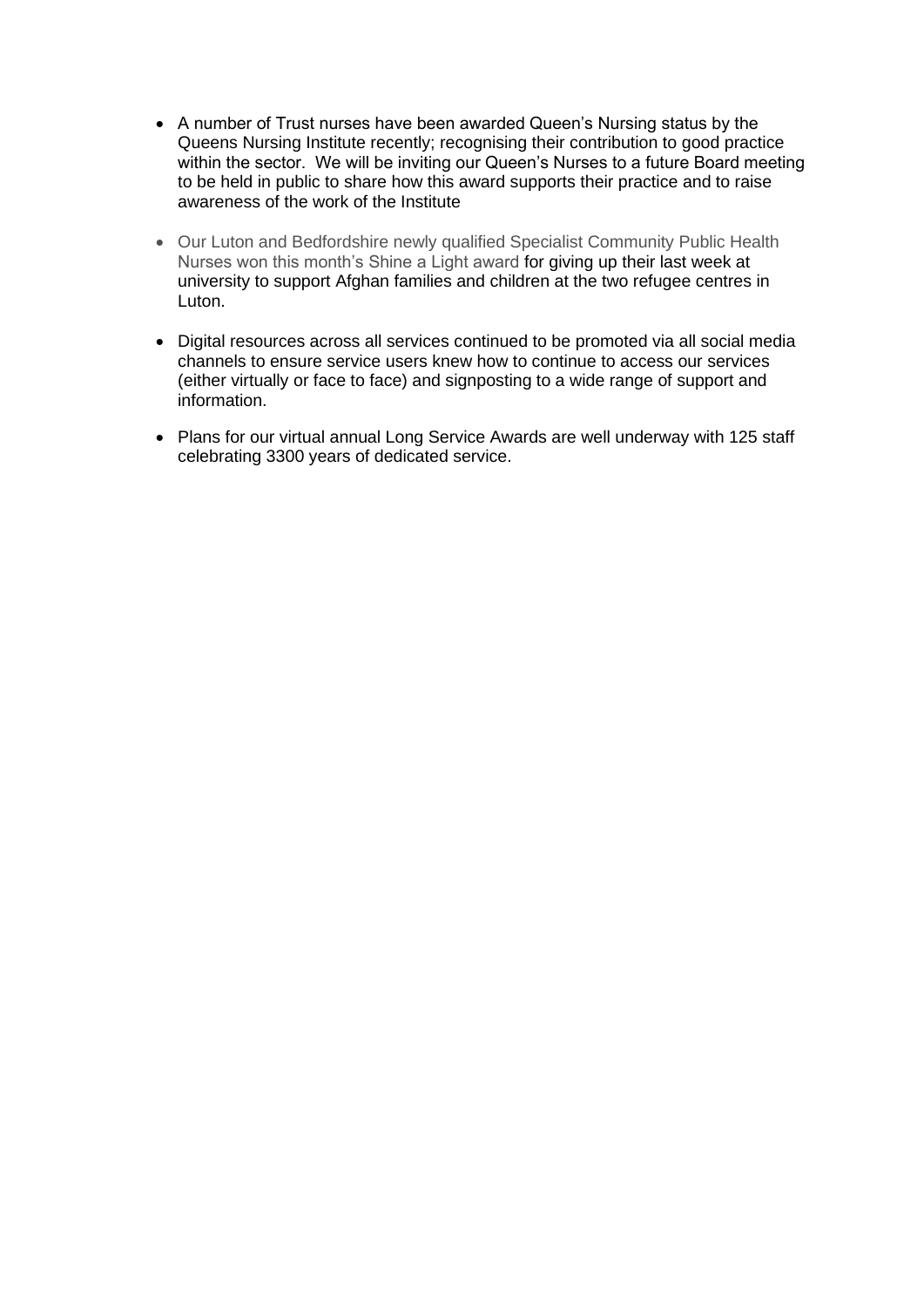- A number of Trust nurses have been awarded Queen's Nursing status by the Queens Nursing Institute recently; recognising their contribution to good practice within the sector. We will be inviting our Queen's Nurses to a future Board meeting to be held in public to share how this award supports their practice and to raise awareness of the work of the Institute

- Our Luton and Bedfordshire newly qualified Specialist Community Public Health Nurses won this month's Shine a Light award for giving up their last week at university to support Afghan families and children at the two refugee centres in Luton.

- Digital resources across all services continued to be promoted via all social media channels to ensure service users knew how to continue to access our services (either virtually or face to face) and signposting to a wide range of support and information.

- Plans for our virtual annual Long Service Awards are well underway with 125 staff celebrating 3300 years of dedicated service.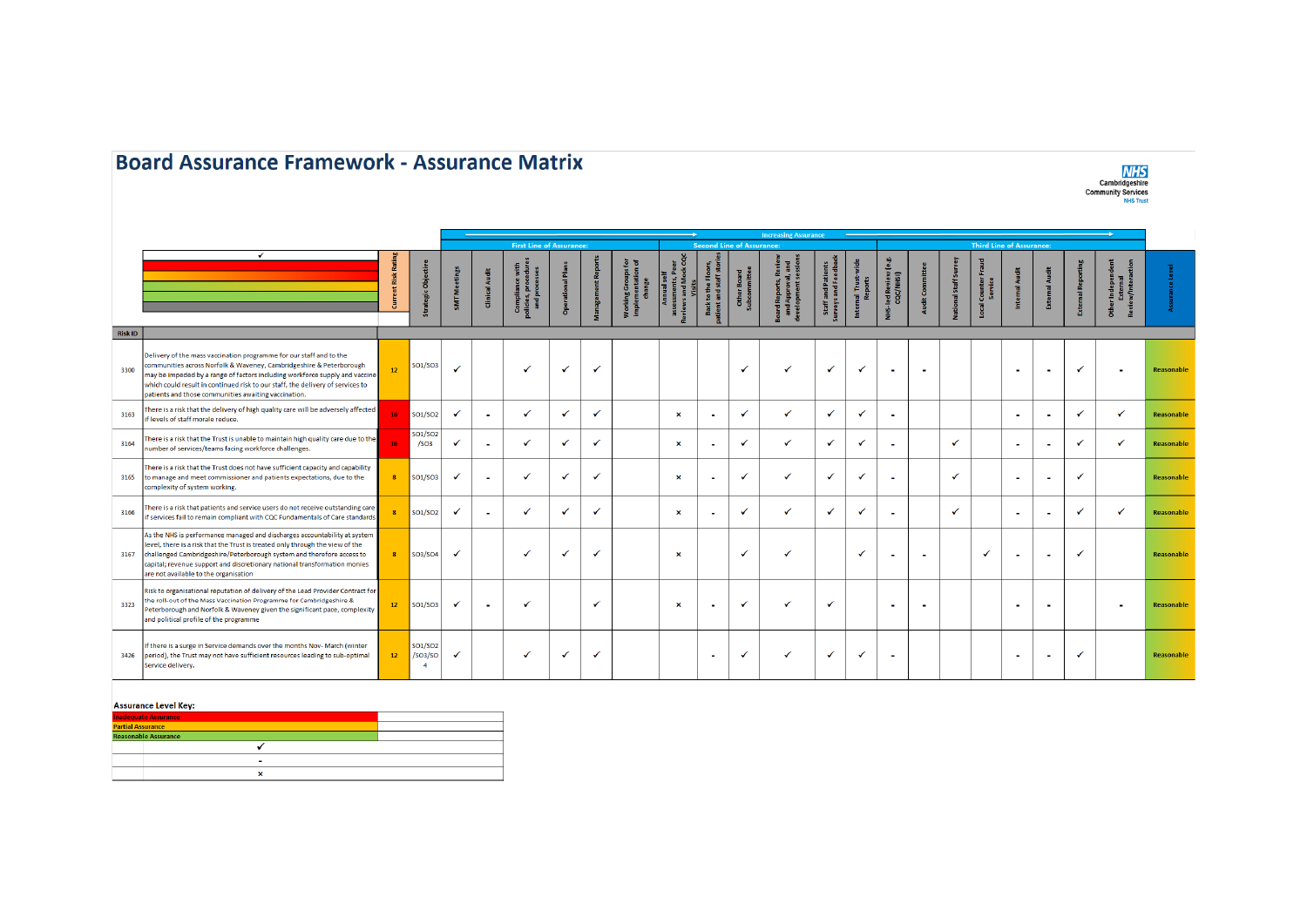# Board Assurance Framework - Assurance Matrix

NHS
Cambridgeshire Community Services
NHS Trust

Increasing Assurance →

| Risk ID | Risk | Current Risk Rating | Strategic Objective | First Line of Assurance: SMT Meetings | Clinical Audit | Compliance with policies, procedures and processes | Operational Plans | Management Reports | Working Groups for implementation of change | Second Line of Assurance: Annual self assessments, Peer Reviews and Mock CQC visits | Back to the Floors, patient and staff stories | Other Board Subcommittee | Board Reports, Review and Approval, and development sessions | Staff and Patients Surveys and Feedback | Internal Trust-wide Reports | Third Line of Assurance: NHS-led Review (e.g. CQC/NHSI) | Audit Committee | National Staff Survey | Local Counter Fraud Service | Internal Audit | External Audit | External Reporting | Other Independent External Review/Interaction | Assurance Level |
|---|---|---|---|---|---|---|---|---|---|---|---|---|---|---|---|---|---|---|---|---|---|---|---|---|
| 3300 | Delivery of the mass vaccination programme for our staff and to the communities across Norfolk & Waveney, Cambridgeshire & Peterborough may be impeded by a range of factors including workforce supply and vaccine which could result in continued risk to our staff, the delivery of services to patients and those communities awaiting vaccination. | 12 | SO1/SO3 | ✓ | | ✓ | ✓ | ✓ | | | | ✓ | ✓ | ✓ | ✓ | - | - | | | - | - | ✓ | - | Reasonable |
| 3163 | There is a risk that the delivery of high quality care will be adversely affected if levels of staff morale reduce. | 16 | SO1/SO2 | ✓ | - | ✓ | ✓ | ✓ | | × | - | ✓ | ✓ | ✓ | ✓ | - | | | | - | - | ✓ | ✓ | Reasonable |
| 3164 | There is a risk that the Trust is unable to maintain high quality care due to the number of services/teams facing workforce challenges. | 16 | SO1/SO2/SO3 | ✓ | - | ✓ | ✓ | ✓ | | × | - | ✓ | ✓ | ✓ | ✓ | - | | ✓ | | - | - | ✓ | ✓ | Reasonable |
| 3165 | There is a risk that the Trust does not have sufficient capacity and capability to manage and meet commissioner and patients expectations, due to the complexity of system working. | 8 | SO1/SO3 | ✓ | - | ✓ | ✓ | ✓ | | × | - | ✓ | ✓ | ✓ | ✓ | - | | ✓ | | - | - | ✓ | | Reasonable |
| 3166 | There is a risk that patients and service users do not receive outstanding care if services fail to remain compliant with CQC Fundamentals of Care standards | 8 | SO1/SO2 | ✓ | - | ✓ | ✓ | ✓ | | × | - | ✓ | ✓ | ✓ | ✓ | - | | ✓ | | - | - | ✓ | ✓ | Reasonable |
| 3167 | As the NHS is performance managed and discharges accountability at system level, there is a risk that the Trust is treated only through the view of the challenged Cambridgeshire/Peterborough system and therefore access to capital; revenue support and discretionary national transformation monies are not available to the organisation | 8 | SO3/SO4 | ✓ | | ✓ | ✓ | ✓ | | × | | ✓ | ✓ | | ✓ | - | - | | ✓ | - | - | ✓ | | Reasonable |
| 3323 | Risk to organisational reputation of delivery of the Lead Provider Contract for the roll-out of the Mass Vaccination Programme for Cambridgeshire & Peterborough and Norfolk & Waveney given the significant pace, complexity and political profile of the programme | 12 | SO1/SO3 | ✓ | - | ✓ | | ✓ | | × | - | ✓ | ✓ | ✓ | | - | - | | | - | - | | - | Reasonable |
| 3426 | If there is a surge in Service demands over the months Nov- March (winter period), the Trust may not have sufficient resources leading to sub-optimal Service delivery. | 12 | SO1/SO2/SO3/SO4 | ✓ | | ✓ | ✓ | ✓ | | | - | ✓ | ✓ | ✓ | ✓ | - | | | | - | - | ✓ | | Reasonable |

**Assurance Level Key:**

| | |
|---|---|
| Inadequate Assurance | |
| Partial Assurance | |
| Reasonable Assurance | |
| ✓ | |
| - | |
| × | |